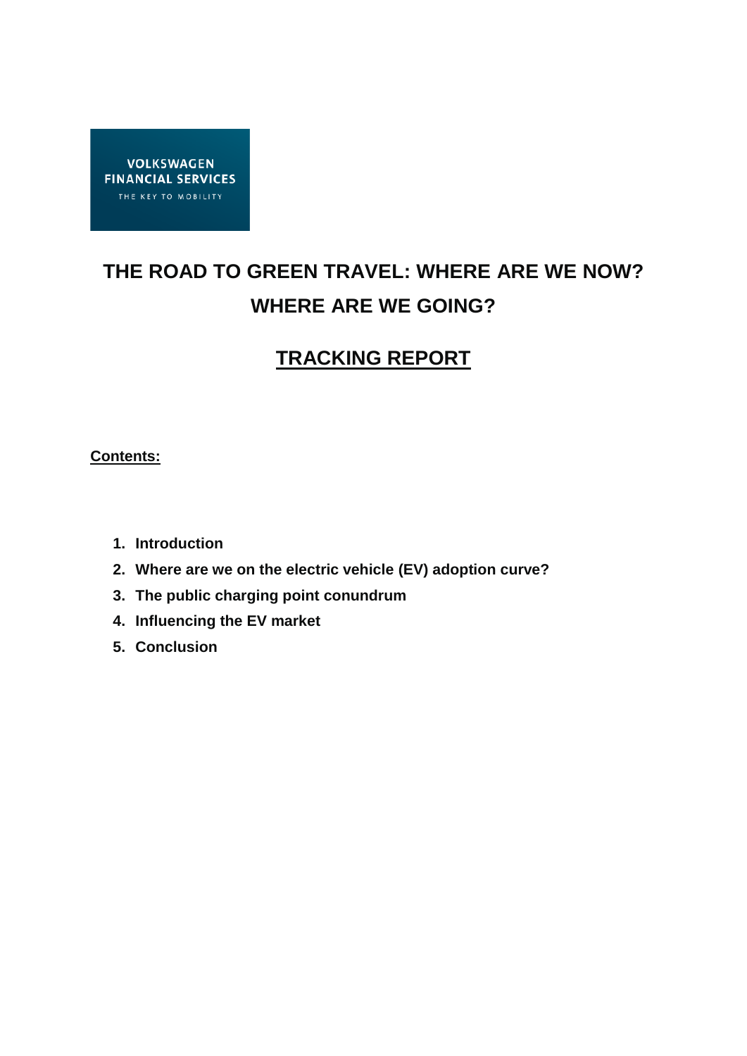VOLKSWAGEN FINANCIAL SERVICES

THE KEY TO MOBILITY

# THE ROAD TO GREEN TRAVEL: WHERE ARE WE NOW? WHERE ARE WE GOING?

## TRACKING REPORT

**Contents:**

1. **Introduction**
2. **Where are we on the electric vehicle (EV) adoption curve?**
3. **The public charging point conundrum**
4. **Influencing the EV market**
5. **Conclusion**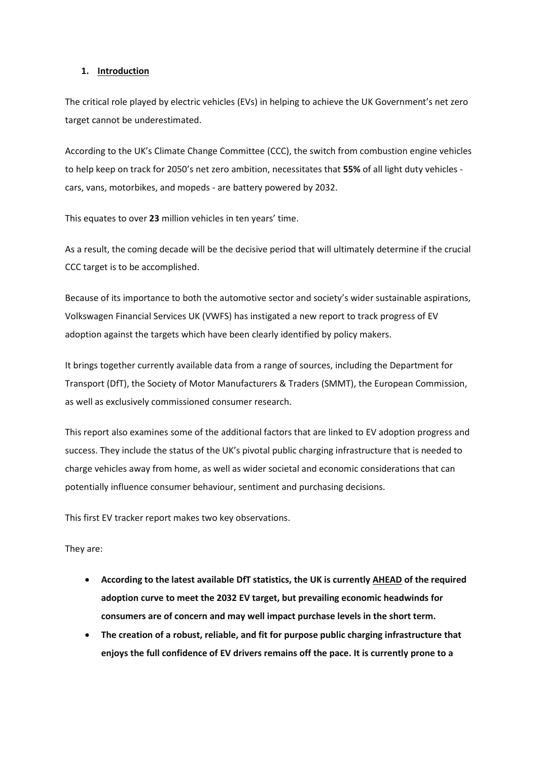## 1. Introduction

The critical role played by electric vehicles (EVs) in helping to achieve the UK Government's net zero target cannot be underestimated.

According to the UK's Climate Change Committee (CCC), the switch from combustion engine vehicles to help keep on track for 2050's net zero ambition, necessitates that **55%** of all light duty vehicles - cars, vans, motorbikes, and mopeds - are battery powered by 2032.

This equates to over **23** million vehicles in ten years' time.

As a result, the coming decade will be the decisive period that will ultimately determine if the crucial CCC target is to be accomplished.

Because of its importance to both the automotive sector and society's wider sustainable aspirations, Volkswagen Financial Services UK (VWFS) has instigated a new report to track progress of EV adoption against the targets which have been clearly identified by policy makers.

It brings together currently available data from a range of sources, including the Department for Transport (DfT), the Society of Motor Manufacturers & Traders (SMMT), the European Commission, as well as exclusively commissioned consumer research.

This report also examines some of the additional factors that are linked to EV adoption progress and success. They include the status of the UK's pivotal public charging infrastructure that is needed to charge vehicles away from home, as well as wider societal and economic considerations that can potentially influence consumer behaviour, sentiment and purchasing decisions.

This first EV tracker report makes two key observations.

They are:

- **According to the latest available DfT statistics, the UK is currently AHEAD of the required adoption curve to meet the 2032 EV target, but prevailing economic headwinds for consumers are of concern and may well impact purchase levels in the short term.**
- **The creation of a robust, reliable, and fit for purpose public charging infrastructure that enjoys the full confidence of EV drivers remains off the pace. It is currently prone to a**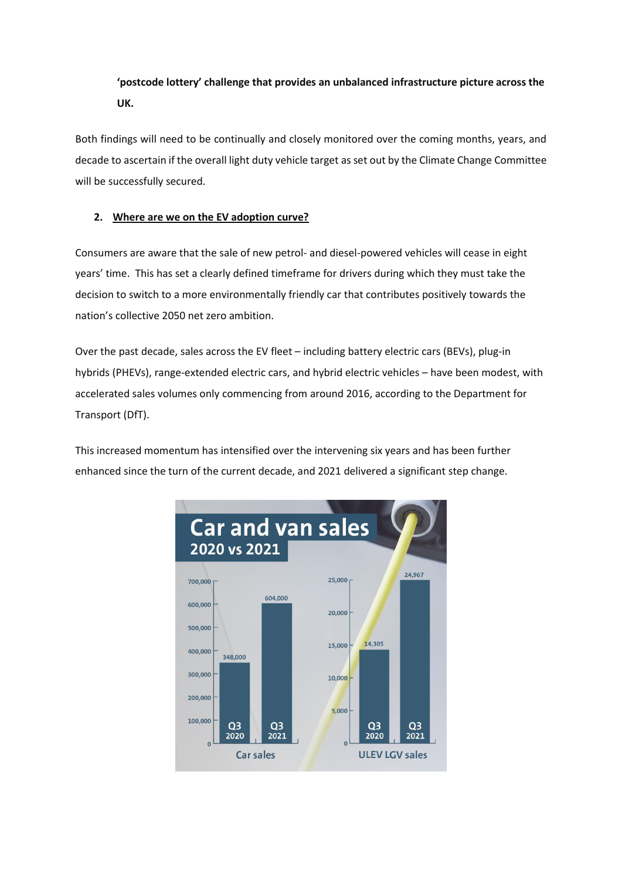**'postcode lottery' challenge that provides an unbalanced infrastructure picture across the UK.**

Both findings will need to be continually and closely monitored over the coming months, years, and decade to ascertain if the overall light duty vehicle target as set out by the Climate Change Committee will be successfully secured.

## 2. Where are we on the EV adoption curve?

Consumers are aware that the sale of new petrol- and diesel-powered vehicles will cease in eight years' time. This has set a clearly defined timeframe for drivers during which they must take the decision to switch to a more environmentally friendly car that contributes positively towards the nation's collective 2050 net zero ambition.

Over the past decade, sales across the EV fleet – including battery electric cars (BEVs), plug-in hybrids (PHEVs), range-extended electric cars, and hybrid electric vehicles – have been modest, with accelerated sales volumes only commencing from around 2016, according to the Department for Transport (DfT).

This increased momentum has intensified over the intervening six years and has been further enhanced since the turn of the current decade, and 2021 delivered a significant step change.

**Car and van sales**
**2020 vs 2021**

| | Q3 2020 | Q3 2021 |
|---|---|---|
| Car sales | 348,000 | 604,000 |
| ULEV LGV sales | 14,305 | 24,967 |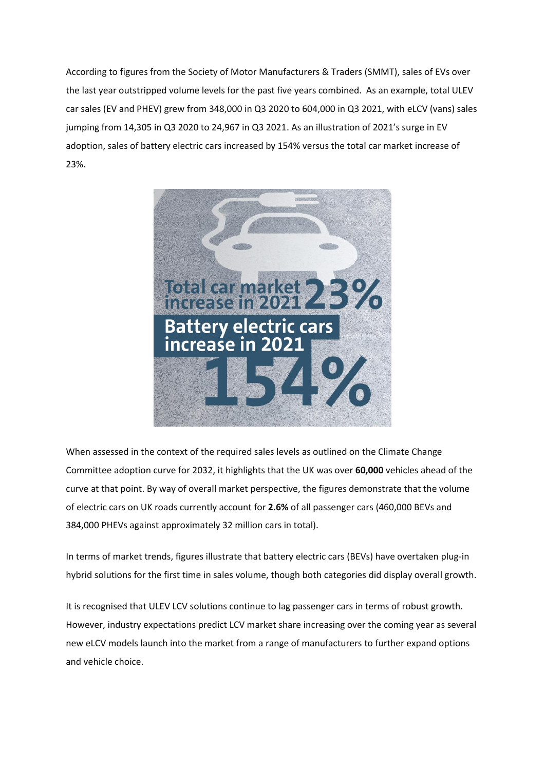According to figures from the Society of Motor Manufacturers & Traders (SMMT), sales of EVs over the last year outstripped volume levels for the past five years combined. As an example, total ULEV car sales (EV and PHEV) grew from 348,000 in Q3 2020 to 604,000 in Q3 2021, with eLCV (vans) sales jumping from 14,305 in Q3 2020 to 24,967 in Q3 2021. As an illustration of 2021's surge in EV adoption, sales of battery electric cars increased by 154% versus the total car market increase of 23%.

Total car market increase in 2021 23%

Battery electric cars increase in 2021 154%

When assessed in the context of the required sales levels as outlined on the Climate Change Committee adoption curve for 2032, it highlights that the UK was over **60,000** vehicles ahead of the curve at that point. By way of overall market perspective, the figures demonstrate that the volume of electric cars on UK roads currently account for **2.6%** of all passenger cars (460,000 BEVs and 384,000 PHEVs against approximately 32 million cars in total).

In terms of market trends, figures illustrate that battery electric cars (BEVs) have overtaken plug-in hybrid solutions for the first time in sales volume, though both categories did display overall growth.

It is recognised that ULEV LCV solutions continue to lag passenger cars in terms of robust growth. However, industry expectations predict LCV market share increasing over the coming year as several new eLCV models launch into the market from a range of manufacturers to further expand options and vehicle choice.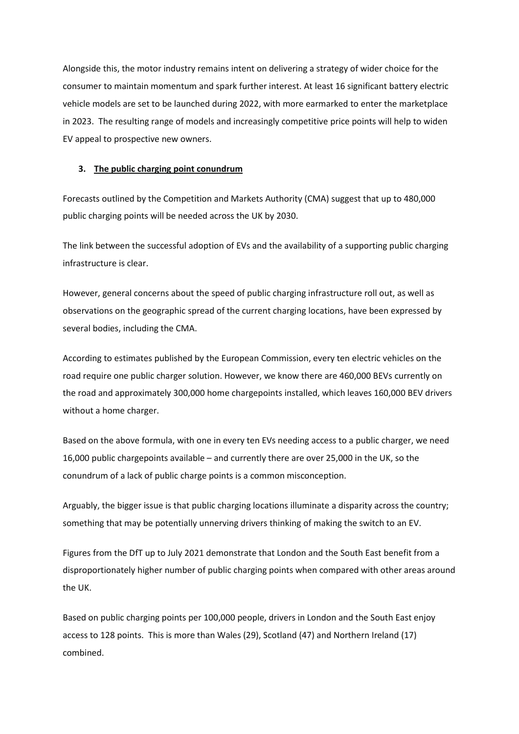Alongside this, the motor industry remains intent on delivering a strategy of wider choice for the consumer to maintain momentum and spark further interest. At least 16 significant battery electric vehicle models are set to be launched during 2022, with more earmarked to enter the marketplace in 2023. The resulting range of models and increasingly competitive price points will help to widen EV appeal to prospective new owners.

### 3. The public charging point conundrum

Forecasts outlined by the Competition and Markets Authority (CMA) suggest that up to 480,000 public charging points will be needed across the UK by 2030.

The link between the successful adoption of EVs and the availability of a supporting public charging infrastructure is clear.

However, general concerns about the speed of public charging infrastructure roll out, as well as observations on the geographic spread of the current charging locations, have been expressed by several bodies, including the CMA.

According to estimates published by the European Commission, every ten electric vehicles on the road require one public charger solution. However, we know there are 460,000 BEVs currently on the road and approximately 300,000 home chargepoints installed, which leaves 160,000 BEV drivers without a home charger.

Based on the above formula, with one in every ten EVs needing access to a public charger, we need 16,000 public chargepoints available – and currently there are over 25,000 in the UK, so the conundrum of a lack of public charge points is a common misconception.

Arguably, the bigger issue is that public charging locations illuminate a disparity across the country; something that may be potentially unnerving drivers thinking of making the switch to an EV.

Figures from the DfT up to July 2021 demonstrate that London and the South East benefit from a disproportionately higher number of public charging points when compared with other areas around the UK.

Based on public charging points per 100,000 people, drivers in London and the South East enjoy access to 128 points. This is more than Wales (29), Scotland (47) and Northern Ireland (17) combined.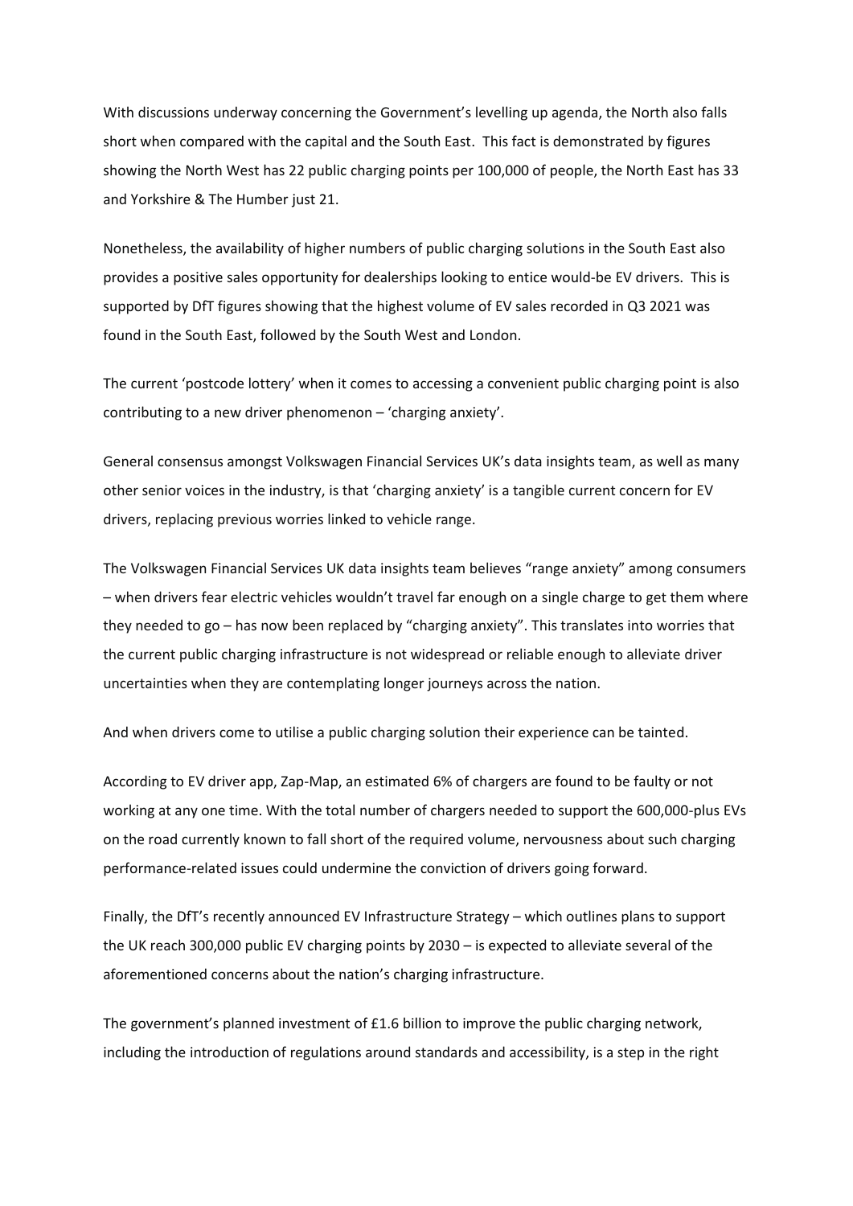With discussions underway concerning the Government's levelling up agenda, the North also falls short when compared with the capital and the South East. This fact is demonstrated by figures showing the North West has 22 public charging points per 100,000 of people, the North East has 33 and Yorkshire & The Humber just 21.

Nonetheless, the availability of higher numbers of public charging solutions in the South East also provides a positive sales opportunity for dealerships looking to entice would-be EV drivers. This is supported by DfT figures showing that the highest volume of EV sales recorded in Q3 2021 was found in the South East, followed by the South West and London.

The current 'postcode lottery' when it comes to accessing a convenient public charging point is also contributing to a new driver phenomenon – 'charging anxiety'.

General consensus amongst Volkswagen Financial Services UK's data insights team, as well as many other senior voices in the industry, is that 'charging anxiety' is a tangible current concern for EV drivers, replacing previous worries linked to vehicle range.

The Volkswagen Financial Services UK data insights team believes "range anxiety" among consumers – when drivers fear electric vehicles wouldn't travel far enough on a single charge to get them where they needed to go – has now been replaced by "charging anxiety". This translates into worries that the current public charging infrastructure is not widespread or reliable enough to alleviate driver uncertainties when they are contemplating longer journeys across the nation.

And when drivers come to utilise a public charging solution their experience can be tainted.

According to EV driver app, Zap-Map, an estimated 6% of chargers are found to be faulty or not working at any one time. With the total number of chargers needed to support the 600,000-plus EVs on the road currently known to fall short of the required volume, nervousness about such charging performance-related issues could undermine the conviction of drivers going forward.

Finally, the DfT's recently announced EV Infrastructure Strategy – which outlines plans to support the UK reach 300,000 public EV charging points by 2030 – is expected to alleviate several of the aforementioned concerns about the nation's charging infrastructure.

The government's planned investment of £1.6 billion to improve the public charging network, including the introduction of regulations around standards and accessibility, is a step in the right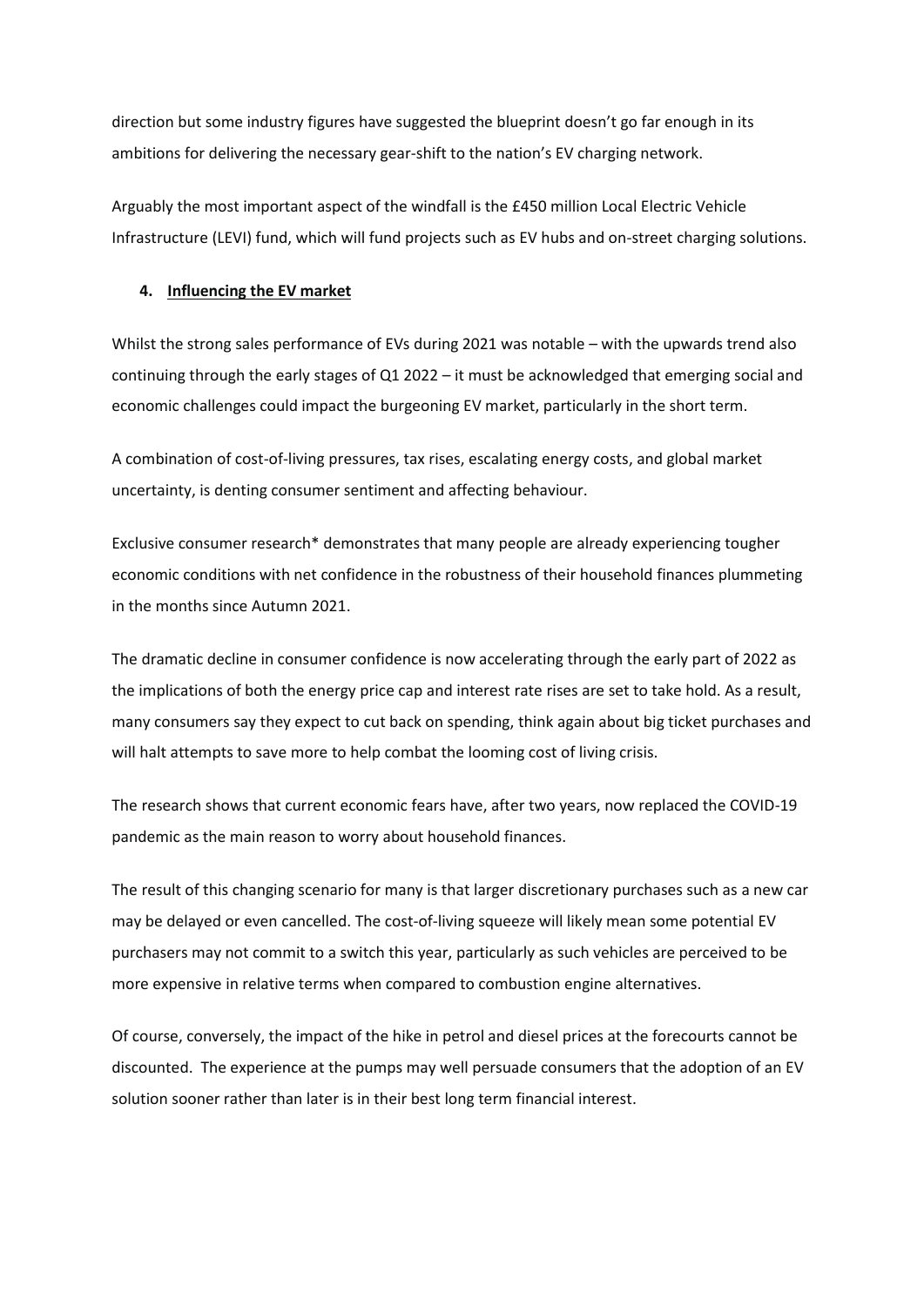direction but some industry figures have suggested the blueprint doesn't go far enough in its ambitions for delivering the necessary gear-shift to the nation's EV charging network.

Arguably the most important aspect of the windfall is the £450 million Local Electric Vehicle Infrastructure (LEVI) fund, which will fund projects such as EV hubs and on-street charging solutions.

4. **Influencing the EV market**

Whilst the strong sales performance of EVs during 2021 was notable – with the upwards trend also continuing through the early stages of Q1 2022 – it must be acknowledged that emerging social and economic challenges could impact the burgeoning EV market, particularly in the short term.

A combination of cost-of-living pressures, tax rises, escalating energy costs, and global market uncertainty, is denting consumer sentiment and affecting behaviour.

Exclusive consumer research* demonstrates that many people are already experiencing tougher economic conditions with net confidence in the robustness of their household finances plummeting in the months since Autumn 2021.

The dramatic decline in consumer confidence is now accelerating through the early part of 2022 as the implications of both the energy price cap and interest rate rises are set to take hold. As a result, many consumers say they expect to cut back on spending, think again about big ticket purchases and will halt attempts to save more to help combat the looming cost of living crisis.

The research shows that current economic fears have, after two years, now replaced the COVID-19 pandemic as the main reason to worry about household finances.

The result of this changing scenario for many is that larger discretionary purchases such as a new car may be delayed or even cancelled. The cost-of-living squeeze will likely mean some potential EV purchasers may not commit to a switch this year, particularly as such vehicles are perceived to be more expensive in relative terms when compared to combustion engine alternatives.

Of course, conversely, the impact of the hike in petrol and diesel prices at the forecourts cannot be discounted. The experience at the pumps may well persuade consumers that the adoption of an EV solution sooner rather than later is in their best long term financial interest.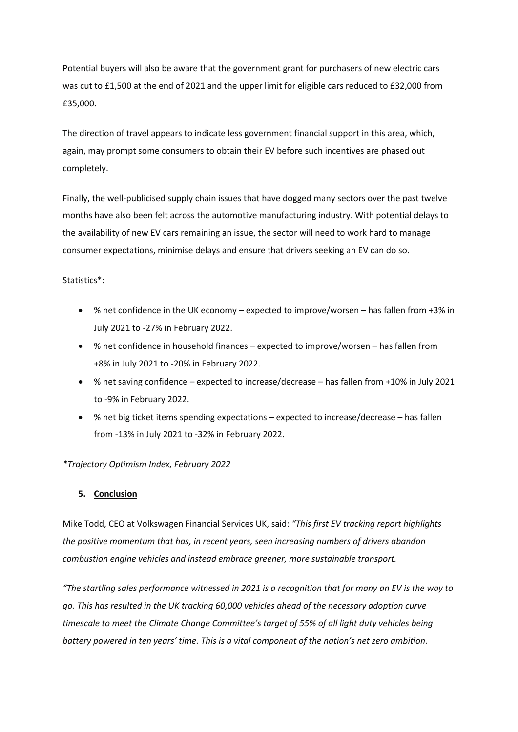Potential buyers will also be aware that the government grant for purchasers of new electric cars was cut to £1,500 at the end of 2021 and the upper limit for eligible cars reduced to £32,000 from £35,000.

The direction of travel appears to indicate less government financial support in this area, which, again, may prompt some consumers to obtain their EV before such incentives are phased out completely.

Finally, the well-publicised supply chain issues that have dogged many sectors over the past twelve months have also been felt across the automotive manufacturing industry. With potential delays to the availability of new EV cars remaining an issue, the sector will need to work hard to manage consumer expectations, minimise delays and ensure that drivers seeking an EV can do so.

Statistics*:

- % net confidence in the UK economy – expected to improve/worsen – has fallen from +3% in July 2021 to -27% in February 2022.
- % net confidence in household finances – expected to improve/worsen – has fallen from +8% in July 2021 to -20% in February 2022.
- % net saving confidence – expected to increase/decrease – has fallen from +10% in July 2021 to -9% in February 2022.
- % net big ticket items spending expectations – expected to increase/decrease – has fallen from -13% in July 2021 to -32% in February 2022.

*\*Trajectory Optimism Index, February 2022*

## 5. Conclusion

Mike Todd, CEO at Volkswagen Financial Services UK, said: *"This first EV tracking report highlights the positive momentum that has, in recent years, seen increasing numbers of drivers abandon combustion engine vehicles and instead embrace greener, more sustainable transport.*

*"The startling sales performance witnessed in 2021 is a recognition that for many an EV is the way to go. This has resulted in the UK tracking 60,000 vehicles ahead of the necessary adoption curve timescale to meet the Climate Change Committee's target of 55% of all light duty vehicles being battery powered in ten years' time. This is a vital component of the nation's net zero ambition.*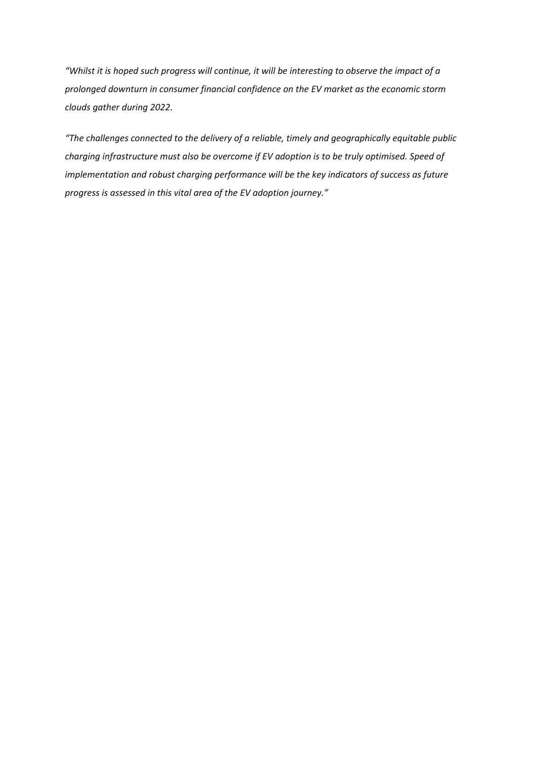*"Whilst it is hoped such progress will continue, it will be interesting to observe the impact of a prolonged downturn in consumer financial confidence on the EV market as the economic storm clouds gather during 2022.*

*"The challenges connected to the delivery of a reliable, timely and geographically equitable public charging infrastructure must also be overcome if EV adoption is to be truly optimised. Speed of implementation and robust charging performance will be the key indicators of success as future progress is assessed in this vital area of the EV adoption journey."*